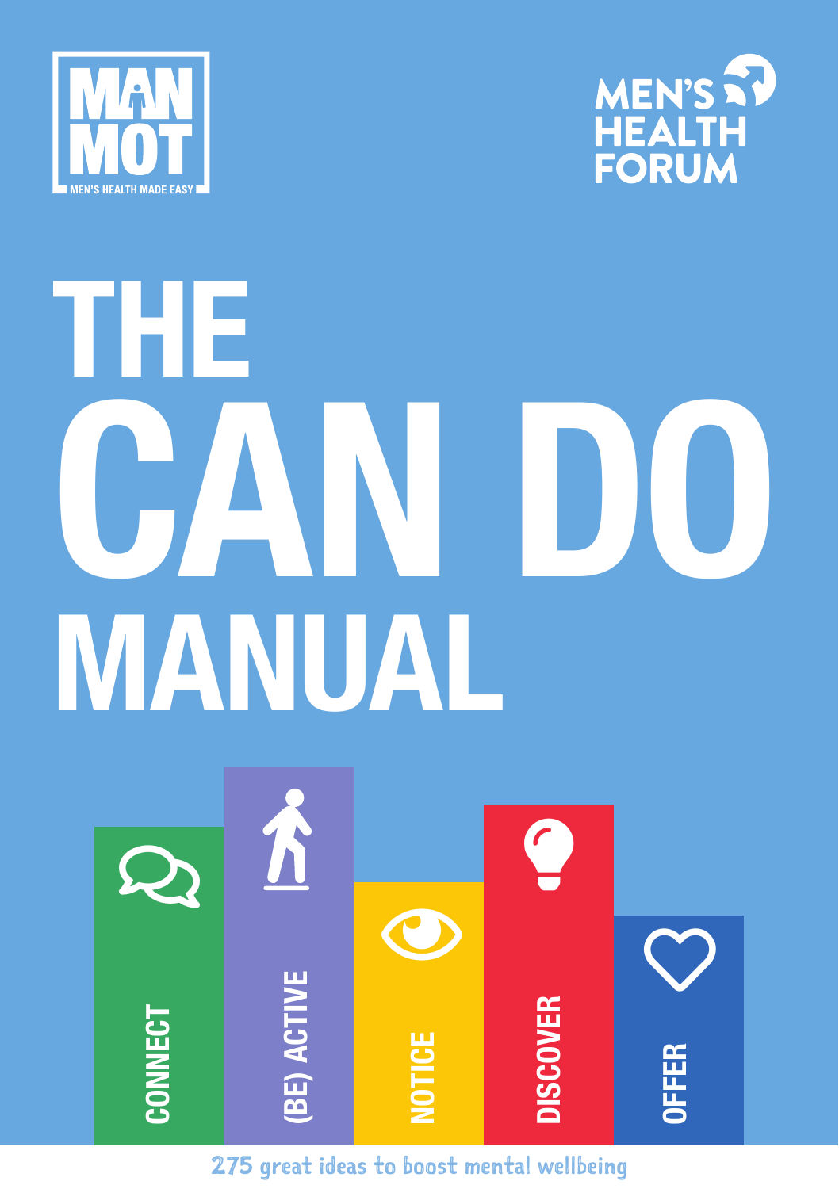MAN MOT

MEN'S HEALTH MADE EASY

MEN'S HEALTH FORUM

# THE CAN DO MANUAL

CONNECT

(BE) ACTIVE

NOTICE

DISCOVER

OFFER

275 great ideas to boost mental wellbeing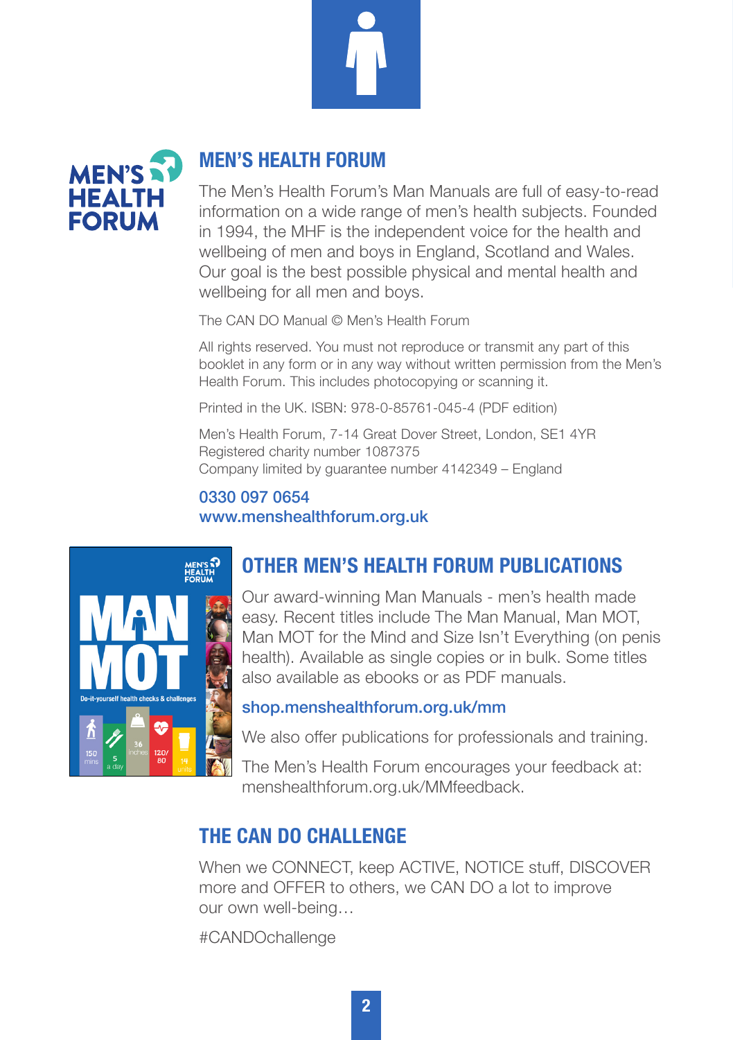## MEN'S HEALTH FORUM

The Men's Health Forum's Man Manuals are full of easy-to-read information on a wide range of men's health subjects. Founded in 1994, the MHF is the independent voice for the health and wellbeing of men and boys in England, Scotland and Wales. Our goal is the best possible physical and mental health and wellbeing for all men and boys.

The CAN DO Manual © Men's Health Forum

All rights reserved. You must not reproduce or transmit any part of this booklet in any form or in any way without written permission from the Men's Health Forum. This includes photocopying or scanning it.

Printed in the UK. ISBN: 978-0-85761-045-4 (PDF edition)

Men's Health Forum, 7-14 Great Dover Street, London, SE1 4YR
Registered charity number 1087375
Company limited by guarantee number 4142349 – England

**0330 097 0654**
**www.menshealthforum.org.uk**

## OTHER MEN'S HEALTH FORUM PUBLICATIONS

Our award-winning Man Manuals - men's health made easy. Recent titles include The Man Manual, Man MOT, Man MOT for the Mind and Size Isn't Everything (on penis health). Available as single copies or in bulk. Some titles also available as ebooks or as PDF manuals.

**shop.menshealthforum.org.uk/mm**

We also offer publications for professionals and training.

The Men's Health Forum encourages your feedback at: menshealthforum.org.uk/MMfeedback.

## THE CAN DO CHALLENGE

When we CONNECT, keep ACTIVE, NOTICE stuff, DISCOVER more and OFFER to others, we CAN DO a lot to improve our own well-being…

#CANDOchallenge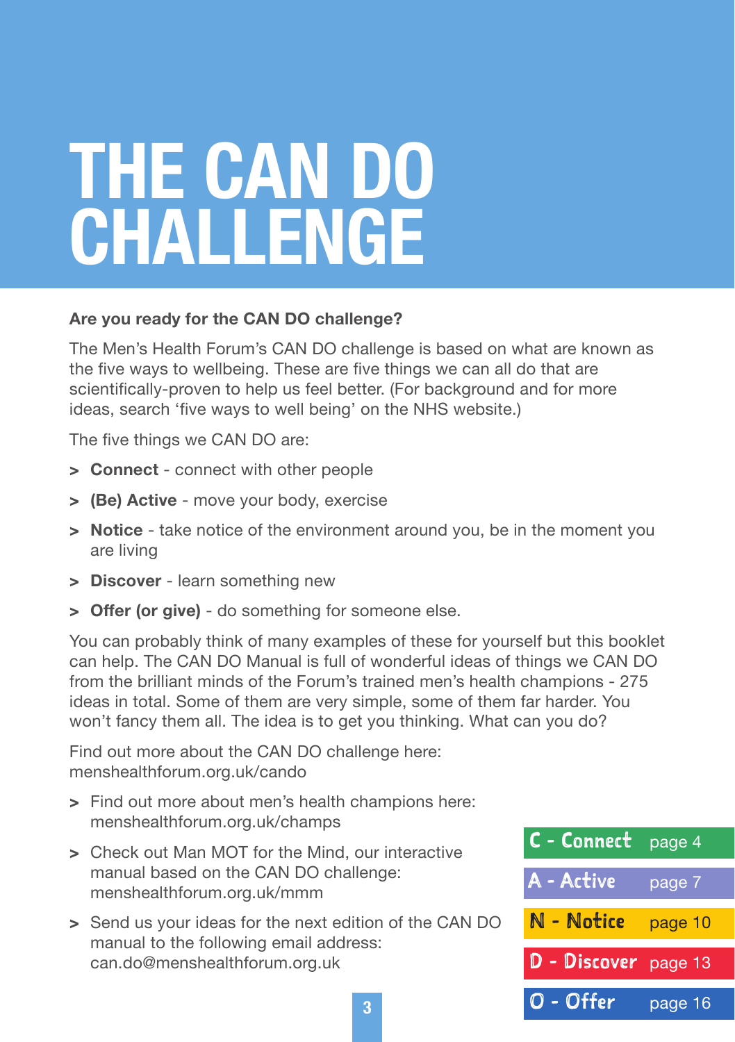# THE CAN DO CHALLENGE

**Are you ready for the CAN DO challenge?**

The Men's Health Forum's CAN DO challenge is based on what are known as the five ways to wellbeing. These are five things we can all do that are scientifically-proven to help us feel better. (For background and for more ideas, search 'five ways to well being' on the NHS website.)

The five things we CAN DO are:

- **Connect** - connect with other people
- **(Be) Active** - move your body, exercise
- **Notice** - take notice of the environment around you, be in the moment you are living
- **Discover** - learn something new
- **Offer (or give)** - do something for someone else.

You can probably think of many examples of these for yourself but this booklet can help. The CAN DO Manual is full of wonderful ideas of things we CAN DO from the brilliant minds of the Forum's trained men's health champions - 275 ideas in total. Some of them are very simple, some of them far harder. You won't fancy them all. The idea is to get you thinking. What can you do?

Find out more about the CAN DO challenge here: menshealthforum.org.uk/cando

- Find out more about men's health champions here: menshealthforum.org.uk/champs
- Check out Man MOT for the Mind, our interactive manual based on the CAN DO challenge: menshealthforum.org.uk/mmm
- Send us your ideas for the next edition of the CAN DO manual to the following email address: can.do@menshealthforum.org.uk

| | |
|---|---|
| C - Connect | page 4 |
| A - Active | page 7 |
| N - Notice | page 10 |
| D - Discover | page 13 |
| O - Offer | page 16 |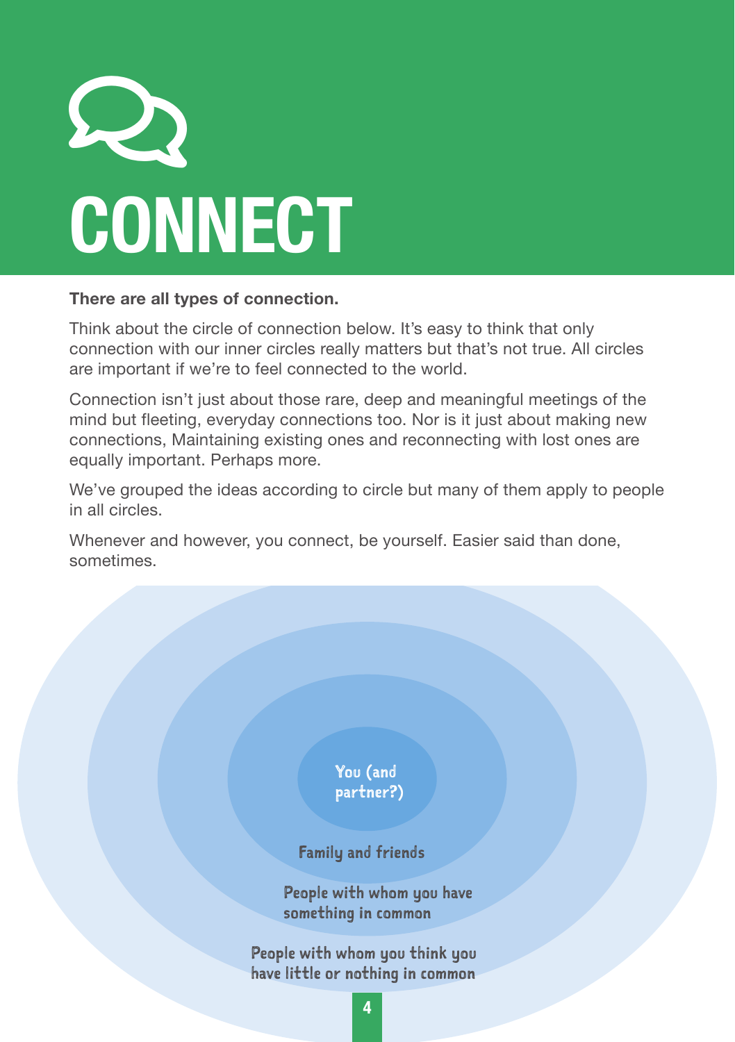# CONNECT

**There are all types of connection.**

Think about the circle of connection below. It's easy to think that only connection with our inner circles really matters but that's not true. All circles are important if we're to feel connected to the world.

Connection isn't just about those rare, deep and meaningful meetings of the mind but fleeting, everyday connections too. Nor is it just about making new connections, Maintaining existing ones and reconnecting with lost ones are equally important. Perhaps more.

We've grouped the ideas according to circle but many of them apply to people in all circles.

Whenever and however, you connect, be yourself. Easier said than done, sometimes.

You (and partner?)

Family and friends

People with whom you have something in common

People with whom you think you have little or nothing in common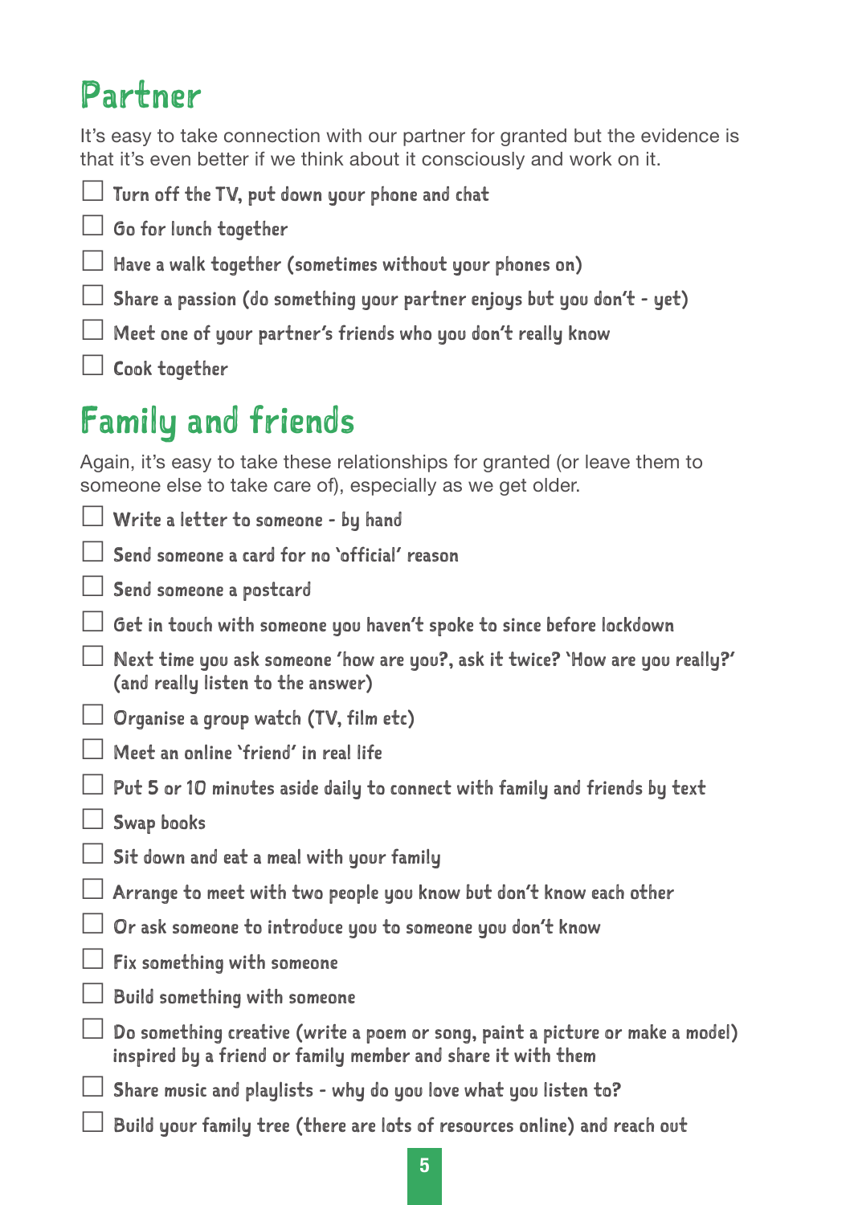## Partner

It's easy to take connection with our partner for granted but the evidence is that it's even better if we think about it consciously and work on it.

- [ ] Turn off the TV, put down your phone and chat
- [ ] Go for lunch together
- [ ] Have a walk together (sometimes without your phones on)
- [ ] Share a passion (do something your partner enjoys but you don't - yet)
- [ ] Meet one of your partner's friends who you don't really know
- [ ] Cook together

## Family and friends

Again, it's easy to take these relationships for granted (or leave them to someone else to take care of), especially as we get older.

- [ ] Write a letter to someone - by hand
- [ ] Send someone a card for no 'official' reason
- [ ] Send someone a postcard
- [ ] Get in touch with someone you haven't spoke to since before lockdown
- [ ] Next time you ask someone 'how are you?, ask it twice? 'How are you really?' (and really listen to the answer)
- [ ] Organise a group watch (TV, film etc)
- [ ] Meet an online 'friend' in real life
- [ ] Put 5 or 10 minutes aside daily to connect with family and friends by text
- [ ] Swap books
- [ ] Sit down and eat a meal with your family
- [ ] Arrange to meet with two people you know but don't know each other
- [ ] Or ask someone to introduce you to someone you don't know
- [ ] Fix something with someone
- [ ] Build something with someone
- [ ] Do something creative (write a poem or song, paint a picture or make a model) inspired by a friend or family member and share it with them
- [ ] Share music and playlists - why do you love what you listen to?
- [ ] Build your family tree (there are lots of resources online) and reach out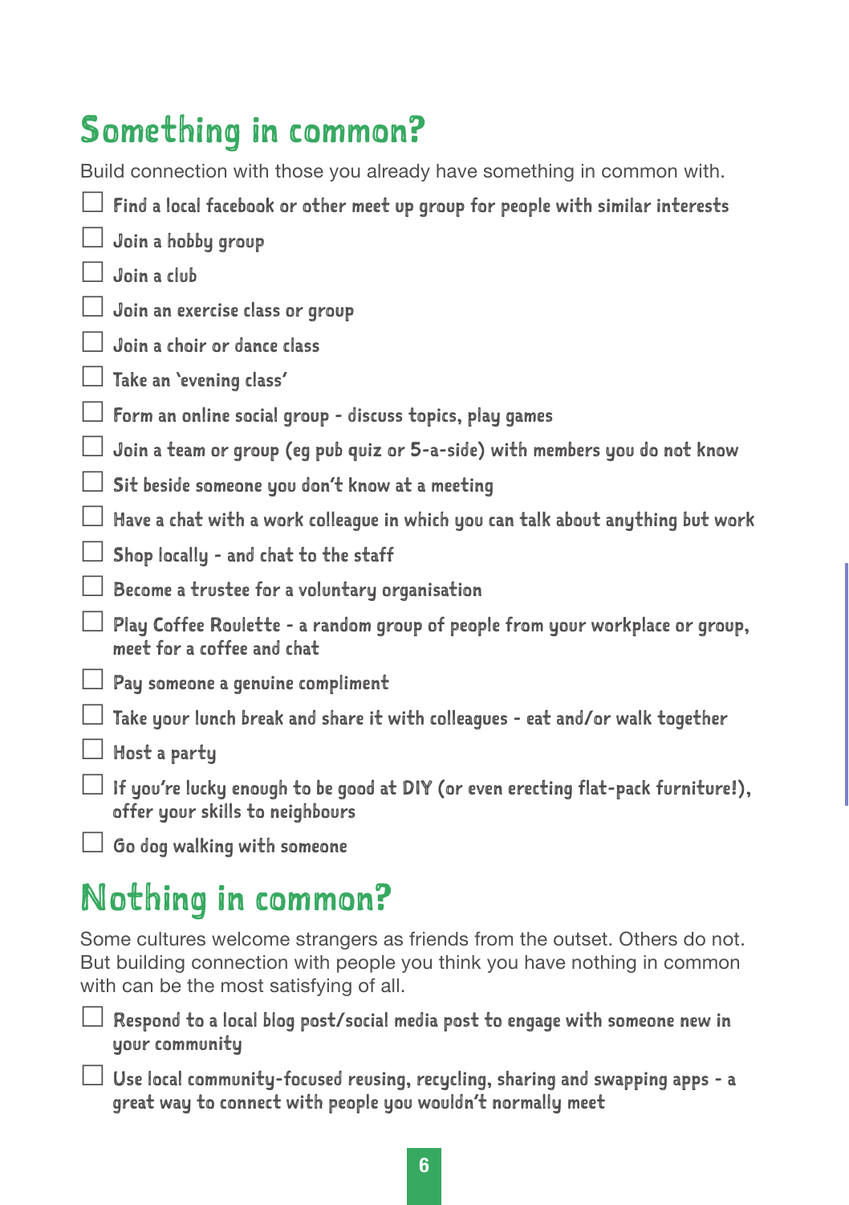## Something in common?

Build connection with those you already have something in common with.

- [ ] Find a local facebook or other meet up group for people with similar interests
- [ ] Join a hobby group
- [ ] Join a club
- [ ] Join an exercise class or group
- [ ] Join a choir or dance class
- [ ] Take an 'evening class'
- [ ] Form an online social group - discuss topics, play games
- [ ] Join a team or group (eg pub quiz or 5-a-side) with members you do not know
- [ ] Sit beside someone you don't know at a meeting
- [ ] Have a chat with a work colleague in which you can talk about anything but work
- [ ] Shop locally - and chat to the staff
- [ ] Become a trustee for a voluntary organisation
- [ ] Play Coffee Roulette - a random group of people from your workplace or group, meet for a coffee and chat
- [ ] Pay someone a genuine compliment
- [ ] Take your lunch break and share it with colleagues - eat and/or walk together
- [ ] Host a party
- [ ] If you're lucky enough to be good at DIY (or even erecting flat-pack furniture!), offer your skills to neighbours
- [ ] Go dog walking with someone

## Nothing in common?

Some cultures welcome strangers as friends from the outset. Others do not. But building connection with people you think you have nothing in common with can be the most satisfying of all.

- [ ] Respond to a local blog post/social media post to engage with someone new in your community
- [ ] Use local community-focused reusing, recycling, sharing and swapping apps - a great way to connect with people you wouldn't normally meet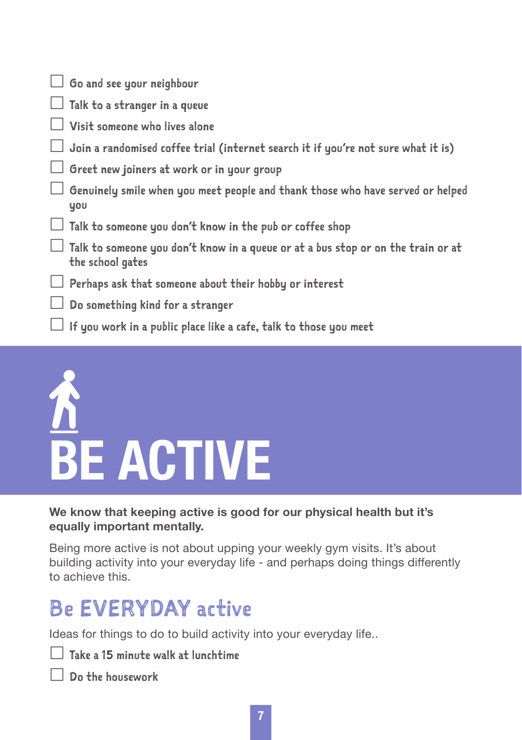- [ ] Go and see your neighbour
- [ ] Talk to a stranger in a queue
- [ ] Visit someone who lives alone
- [ ] Join a randomised coffee trial (internet search it if you're not sure what it is)
- [ ] Greet new joiners at work or in your group
- [ ] Genuinely smile when you meet people and thank those who have served or helped you
- [ ] Talk to someone you don't know in the pub or coffee shop
- [ ] Talk to someone you don't know in a queue or at a bus stop or on the train or at the school gates
- [ ] Perhaps ask that someone about their hobby or interest
- [ ] Do something kind for a stranger
- [ ] If you work in a public place like a cafe, talk to those you meet

# BE ACTIVE

**We know that keeping active is good for our physical health but it's equally important mentally.**

Being more active is not about upping your weekly gym visits. It's about building activity into your everyday life - and perhaps doing things differently to achieve this.

## Be EVERYDAY active

Ideas for things to do to build activity into your everyday life..

- [ ] Take a 15 minute walk at lunchtime
- [ ] Do the housework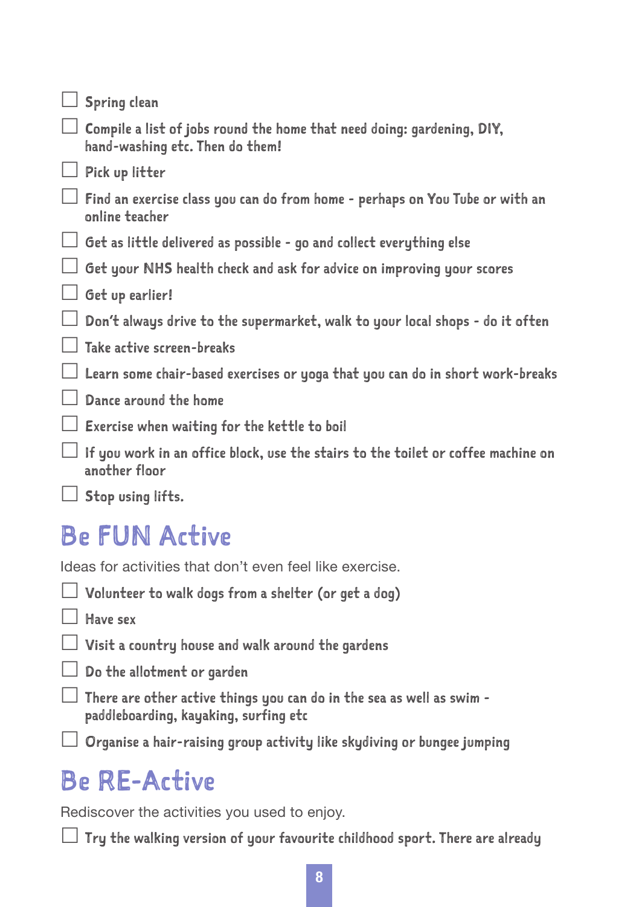- [ ] Spring clean
- [ ] Compile a list of jobs round the home that need doing: gardening, DIY, hand-washing etc. Then do them!
- [ ] Pick up litter
- [ ] Find an exercise class you can do from home - perhaps on You Tube or with an online teacher
- [ ] Get as little delivered as possible - go and collect everything else
- [ ] Get your NHS health check and ask for advice on improving your scores
- [ ] Get up earlier!
- [ ] Don't always drive to the supermarket, walk to your local shops - do it often
- [ ] Take active screen-breaks
- [ ] Learn some chair-based exercises or yoga that you can do in short work-breaks
- [ ] Dance around the home
- [ ] Exercise when waiting for the kettle to boil
- [ ] If you work in an office block, use the stairs to the toilet or coffee machine on another floor
- [ ] Stop using lifts.

## Be FUN Active

Ideas for activities that don't even feel like exercise.

- [ ] Volunteer to walk dogs from a shelter (or get a dog)
- [ ] Have sex
- [ ] Visit a country house and walk around the gardens
- [ ] Do the allotment or garden
- [ ] There are other active things you can do in the sea as well as swim - paddleboarding, kayaking, surfing etc
- [ ] Organise a hair-raising group activity like skydiving or bungee jumping

## Be RE-Active

Rediscover the activities you used to enjoy.

- [ ] Try the walking version of your favourite childhood sport. There are already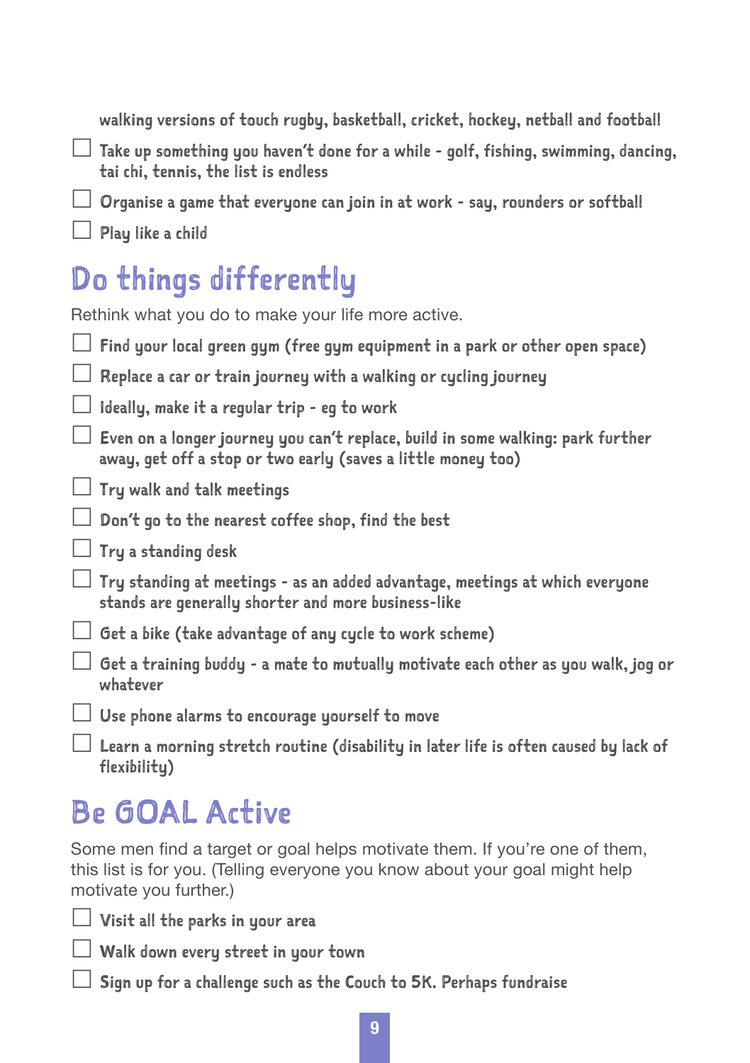walking versions of touch rugby, basketball, cricket, hockey, netball and football

- ☐ Take up something you haven't done for a while - golf, fishing, swimming, dancing, tai chi, tennis, the list is endless
- ☐ Organise a game that everyone can join in at work - say, rounders or softball
- ☐ Play like a child

## Do things differently

Rethink what you do to make your life more active.

- ☐ Find your local green gym (free gym equipment in a park or other open space)
- ☐ Replace a car or train journey with a walking or cycling journey
- ☐ Ideally, make it a regular trip - eg to work
- ☐ Even on a longer journey you can't replace, build in some walking: park further away, get off a stop or two early (saves a little money too)
- ☐ Try walk and talk meetings
- ☐ Don't go to the nearest coffee shop, find the best
- ☐ Try a standing desk
- ☐ Try standing at meetings - as an added advantage, meetings at which everyone stands are generally shorter and more business-like
- ☐ Get a bike (take advantage of any cycle to work scheme)
- ☐ Get a training buddy - a mate to mutually motivate each other as you walk, jog or whatever
- ☐ Use phone alarms to encourage yourself to move
- ☐ Learn a morning stretch routine (disability in later life is often caused by lack of flexibility)

## Be GOAL Active

Some men find a target or goal helps motivate them. If you're one of them, this list is for you. (Telling everyone you know about your goal might help motivate you further.)

- ☐ Visit all the parks in your area
- ☐ Walk down every street in your town
- ☐ Sign up for a challenge such as the Couch to 5K. Perhaps fundraise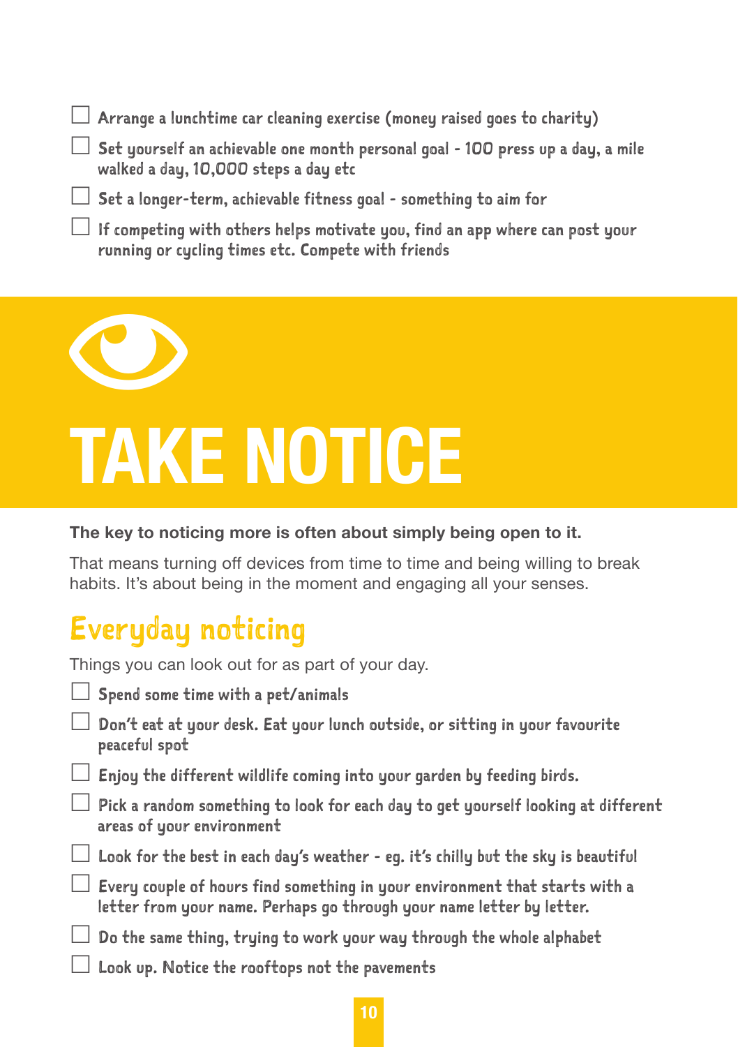- [ ] Arrange a lunchtime car cleaning exercise (money raised goes to charity)
- [ ] Set yourself an achievable one month personal goal - 100 press up a day, a mile walked a day, 10,000 steps a day etc
- [ ] Set a longer-term, achievable fitness goal - something to aim for
- [ ] If competing with others helps motivate you, find an app where can post your running or cycling times etc. Compete with friends

# TAKE NOTICE

**The key to noticing more is often about simply being open to it.**

That means turning off devices from time to time and being willing to break habits. It's about being in the moment and engaging all your senses.

## Everyday noticing

Things you can look out for as part of your day.

- [ ] Spend some time with a pet/animals
- [ ] Don't eat at your desk. Eat your lunch outside, or sitting in your favourite peaceful spot
- [ ] Enjoy the different wildlife coming into your garden by feeding birds.
- [ ] Pick a random something to look for each day to get yourself looking at different areas of your environment
- [ ] Look for the best in each day's weather - eg. it's chilly but the sky is beautiful
- [ ] Every couple of hours find something in your environment that starts with a letter from your name. Perhaps go through your name letter by letter.
- [ ] Do the same thing, trying to work your way through the whole alphabet
- [ ] Look up. Notice the rooftops not the pavements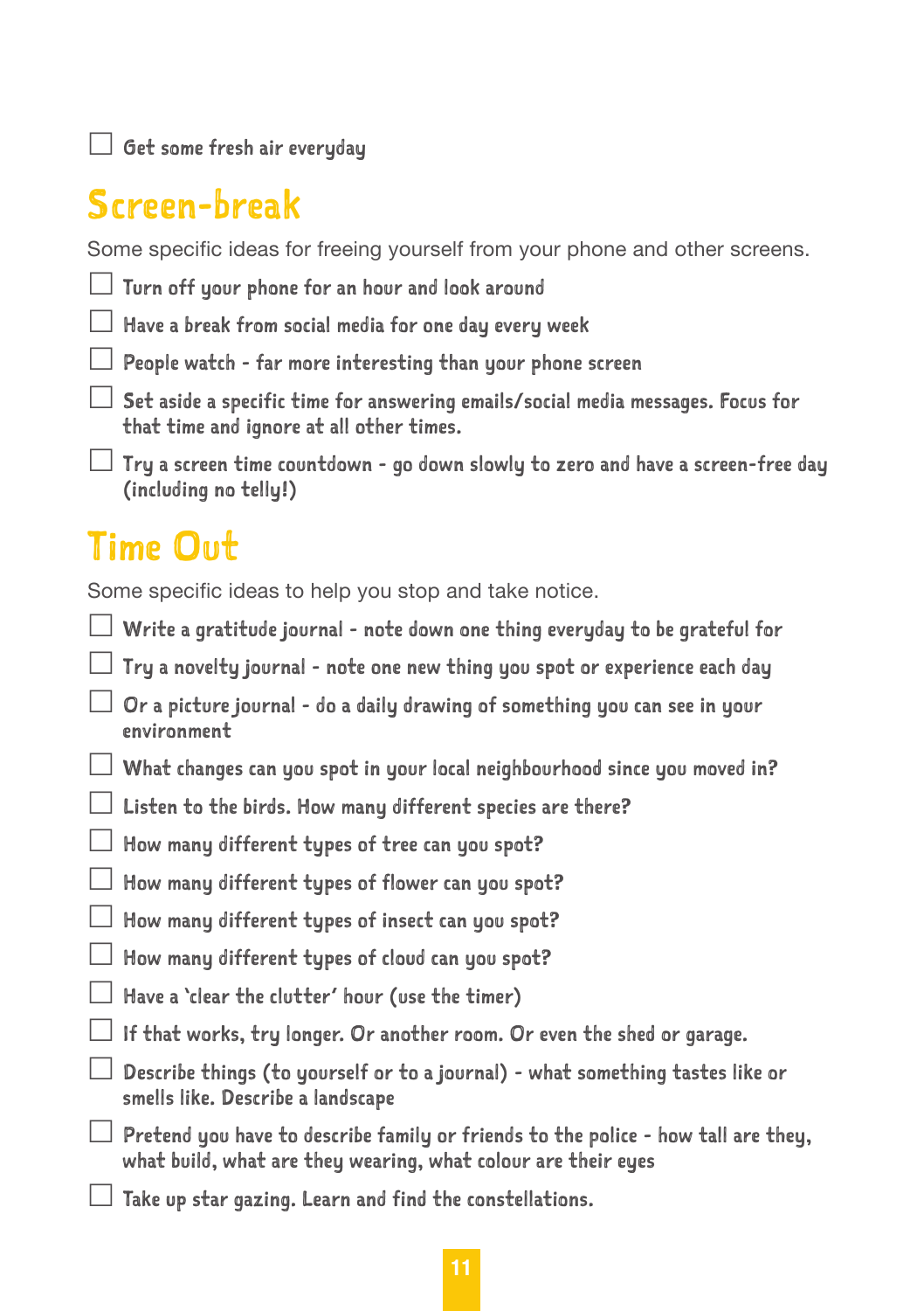- [ ] Get some fresh air everyday

## Screen-break

Some specific ideas for freeing yourself from your phone and other screens.

- [ ] Turn off your phone for an hour and look around
- [ ] Have a break from social media for one day every week
- [ ] People watch - far more interesting than your phone screen
- [ ] Set aside a specific time for answering emails/social media messages. Focus for that time and ignore at all other times.
- [ ] Try a screen time countdown - go down slowly to zero and have a screen-free day (including no telly!)

## Time Out

Some specific ideas to help you stop and take notice.

- [ ] Write a gratitude journal - note down one thing everyday to be grateful for
- [ ] Try a novelty journal - note one new thing you spot or experience each day
- [ ] Or a picture journal - do a daily drawing of something you can see in your environment
- [ ] What changes can you spot in your local neighbourhood since you moved in?
- [ ] Listen to the birds. How many different species are there?
- [ ] How many different types of tree can you spot?
- [ ] How many different types of flower can you spot?
- [ ] How many different types of insect can you spot?
- [ ] How many different types of cloud can you spot?
- [ ] Have a 'clear the clutter' hour (use the timer)
- [ ] If that works, try longer. Or another room. Or even the shed or garage.
- [ ] Describe things (to yourself or to a journal) - what something tastes like or smells like. Describe a landscape
- [ ] Pretend you have to describe family or friends to the police - how tall are they, what build, what are they wearing, what colour are their eyes
- [ ] Take up star gazing. Learn and find the constellations.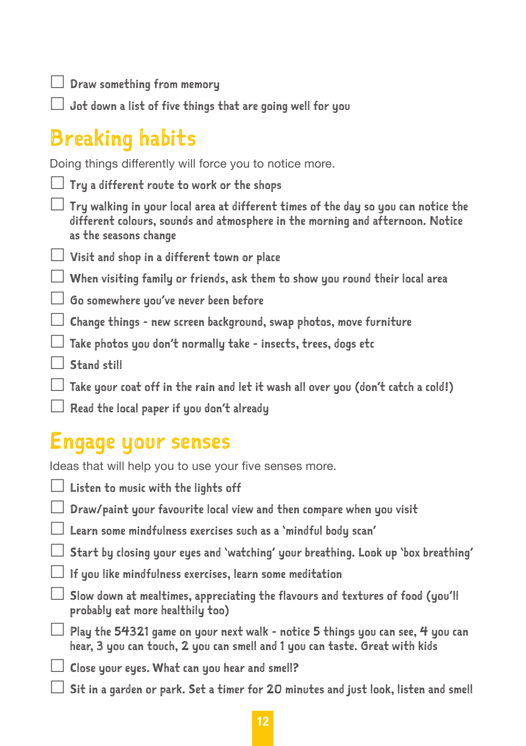- [ ] Draw something from memory
- [ ] Jot down a list of five things that are going well for you

## Breaking habits

Doing things differently will force you to notice more.

- [ ] Try a different route to work or the shops
- [ ] Try walking in your local area at different times of the day so you can notice the different colours, sounds and atmosphere in the morning and afternoon. Notice as the seasons change
- [ ] Visit and shop in a different town or place
- [ ] When visiting family or friends, ask them to show you round their local area
- [ ] Go somewhere you've never been before
- [ ] Change things - new screen background, swap photos, move furniture
- [ ] Take photos you don't normally take - insects, trees, dogs etc
- [ ] Stand still
- [ ] Take your coat off in the rain and let it wash all over you (don't catch a cold!)
- [ ] Read the local paper if you don't already

## Engage your senses

Ideas that will help you to use your five senses more.

- [ ] Listen to music with the lights off
- [ ] Draw/paint your favourite local view and then compare when you visit
- [ ] Learn some mindfulness exercises such as a 'mindful body scan'
- [ ] Start by closing your eyes and 'watching' your breathing. Look up 'box breathing'
- [ ] If you like mindfulness exercises, learn some meditation
- [ ] Slow down at mealtimes, appreciating the flavours and textures of food (you'll probably eat more healthily too)
- [ ] Play the 54321 game on your next walk - notice 5 things you can see, 4 you can hear, 3 you can touch, 2 you can smell and 1 you can taste. Great with kids
- [ ] Close your eyes. What can you hear and smell?
- [ ] Sit in a garden or park. Set a timer for 20 minutes and just look, listen and smell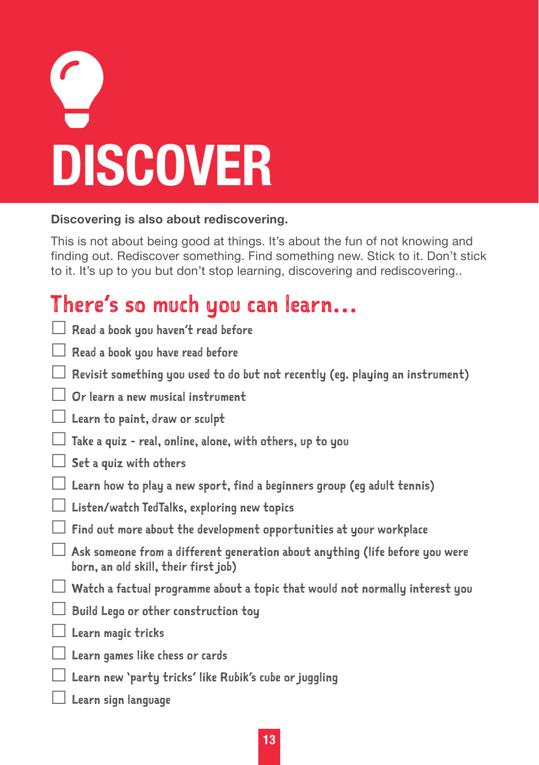# DISCOVER

**Discovering is also about rediscovering.**

This is not about being good at things. It's about the fun of not knowing and finding out. Rediscover something. Find something new. Stick to it. Don't stick to it. It's up to you but don't stop learning, discovering and rediscovering..

## There's so much you can learn...

- [ ] Read a book you haven't read before
- [ ] Read a book you have read before
- [ ] Revisit something you used to do but not recently (eg. playing an instrument)
- [ ] Or learn a new musical instrument
- [ ] Learn to paint, draw or sculpt
- [ ] Take a quiz - real, online, alone, with others, up to you
- [ ] Set a quiz with others
- [ ] Learn how to play a new sport, find a beginners group (eg adult tennis)
- [ ] Listen/watch TedTalks, exploring new topics
- [ ] Find out more about the development opportunities at your workplace
- [ ] Ask someone from a different generation about anything (life before you were born, an old skill, their first job)
- [ ] Watch a factual programme about a topic that would not normally interest you
- [ ] Build Lego or other construction toy
- [ ] Learn magic tricks
- [ ] Learn games like chess or cards
- [ ] Learn new 'party tricks' like Rubik's cube or juggling
- [ ] Learn sign language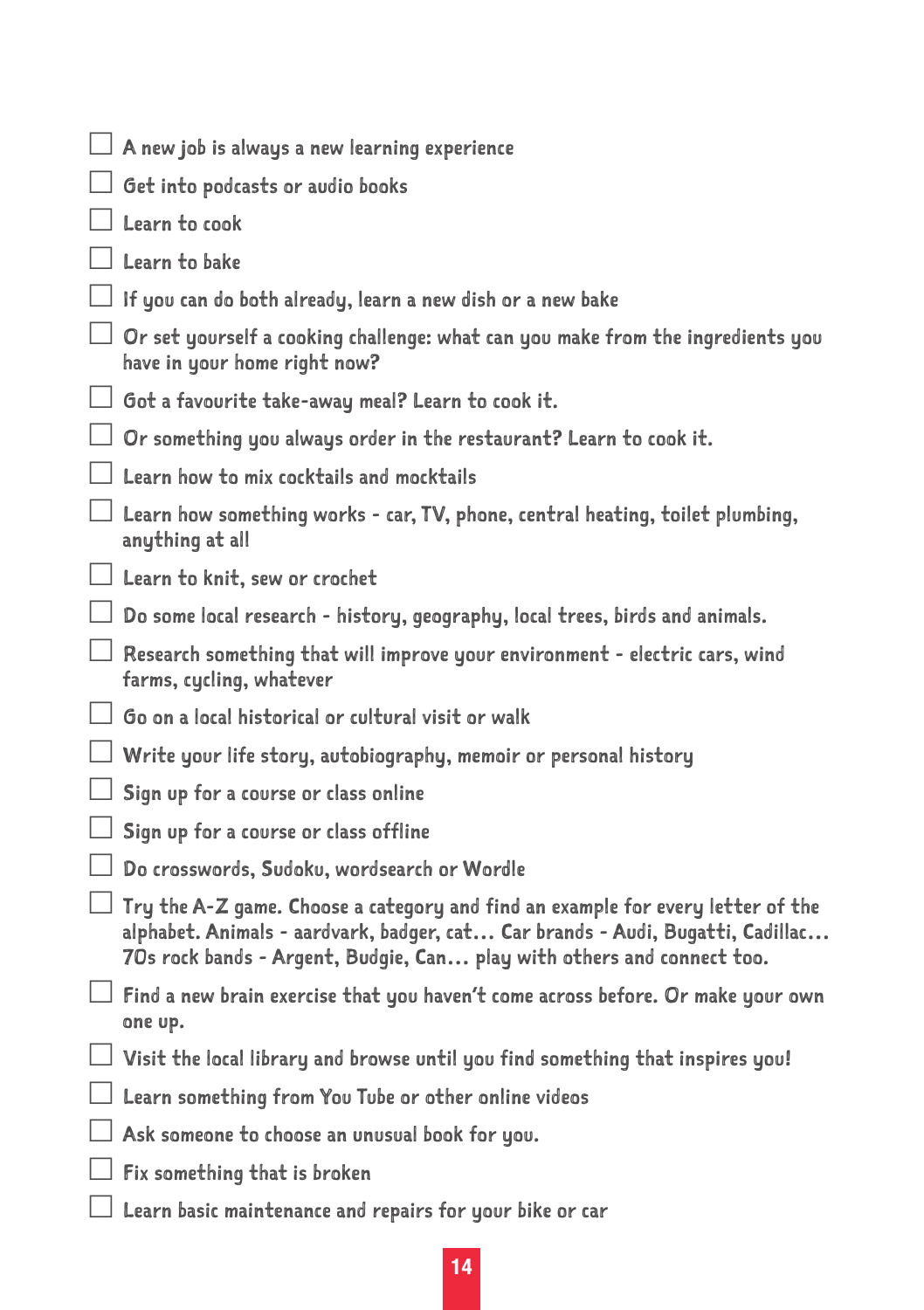- [ ] A new job is always a new learning experience
- [ ] Get into podcasts or audio books
- [ ] Learn to cook
- [ ] Learn to bake
- [ ] If you can do both already, learn a new dish or a new bake
- [ ] Or set yourself a cooking challenge: what can you make from the ingredients you have in your home right now?
- [ ] Got a favourite take-away meal? Learn to cook it.
- [ ] Or something you always order in the restaurant? Learn to cook it.
- [ ] Learn how to mix cocktails and mocktails
- [ ] Learn how something works - car, TV, phone, central heating, toilet plumbing, anything at all
- [ ] Learn to knit, sew or crochet
- [ ] Do some local research - history, geography, local trees, birds and animals.
- [ ] Research something that will improve your environment - electric cars, wind farms, cycling, whatever
- [ ] Go on a local historical or cultural visit or walk
- [ ] Write your life story, autobiography, memoir or personal history
- [ ] Sign up for a course or class online
- [ ] Sign up for a course or class offline
- [ ] Do crosswords, Sudoku, wordsearch or Wordle
- [ ] Try the A-Z game. Choose a category and find an example for every letter of the alphabet. Animals - aardvark, badger, cat… Car brands - Audi, Bugatti, Cadillac… 70s rock bands - Argent, Budgie, Can… play with others and connect too.
- [ ] Find a new brain exercise that you haven't come across before. Or make your own one up.
- [ ] Visit the local library and browse until you find something that inspires you!
- [ ] Learn something from You Tube or other online videos
- [ ] Ask someone to choose an unusual book for you.
- [ ] Fix something that is broken
- [ ] Learn basic maintenance and repairs for your bike or car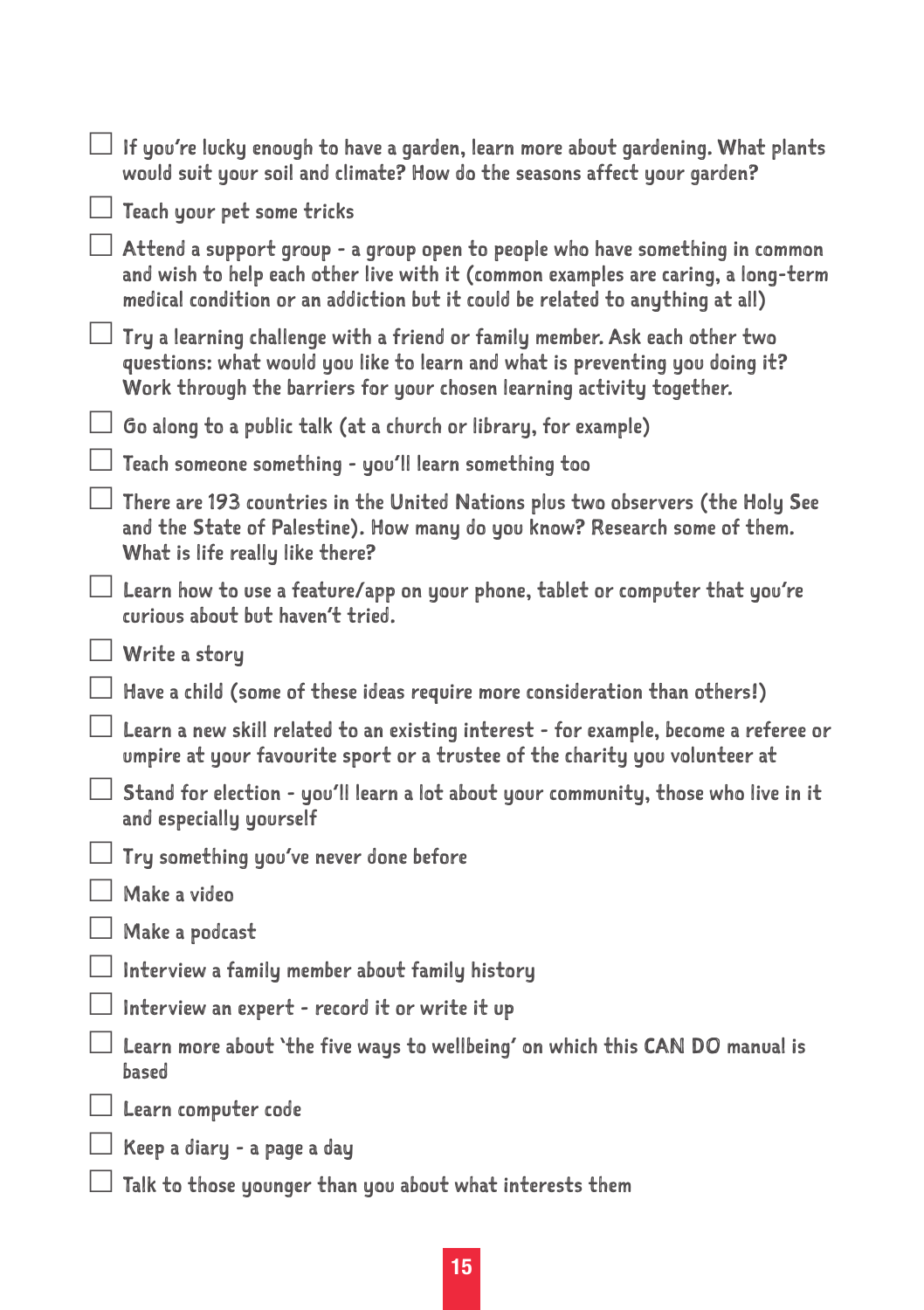- [ ] If you're lucky enough to have a garden, learn more about gardening. What plants would suit your soil and climate? How do the seasons affect your garden?
- [ ] Teach your pet some tricks
- [ ] Attend a support group - a group open to people who have something in common and wish to help each other live with it (common examples are caring, a long-term medical condition or an addiction but it could be related to anything at all)
- [ ] Try a learning challenge with a friend or family member. Ask each other two questions: what would you like to learn and what is preventing you doing it? Work through the barriers for your chosen learning activity together.
- [ ] Go along to a public talk (at a church or library, for example)
- [ ] Teach someone something - you'll learn something too
- [ ] There are 193 countries in the United Nations plus two observers (the Holy See and the State of Palestine). How many do you know? Research some of them. What is life really like there?
- [ ] Learn how to use a feature/app on your phone, tablet or computer that you're curious about but haven't tried.
- [ ] Write a story
- [ ] Have a child (some of these ideas require more consideration than others!)
- [ ] Learn a new skill related to an existing interest - for example, become a referee or umpire at your favourite sport or a trustee of the charity you volunteer at
- [ ] Stand for election - you'll learn a lot about your community, those who live in it and especially yourself
- [ ] Try something you've never done before
- [ ] Make a video
- [ ] Make a podcast
- [ ] Interview a family member about family history
- [ ] Interview an expert - record it or write it up
- [ ] Learn more about 'the five ways to wellbeing' on which this CAN DO manual is based
- [ ] Learn computer code
- [ ] Keep a diary - a page a day
- [ ] Talk to those younger than you about what interests them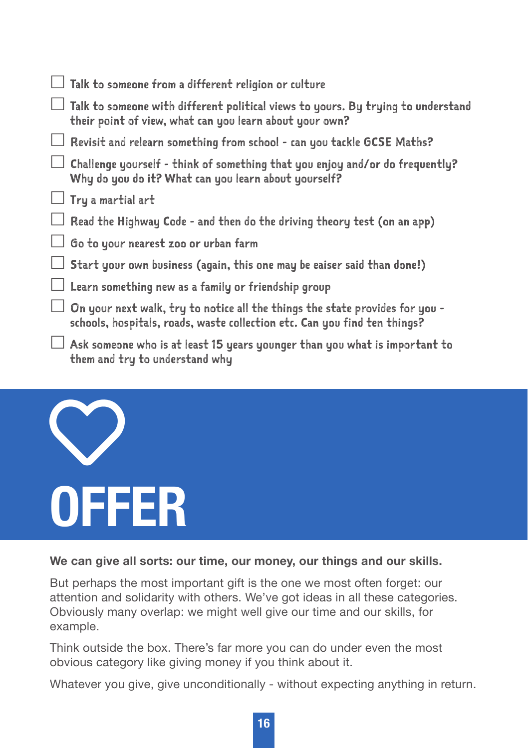- [ ] Talk to someone from a different religion or culture
- [ ] Talk to someone with different political views to yours. By trying to understand their point of view, what can you learn about your own?
- [ ] Revisit and relearn something from school - can you tackle GCSE Maths?
- [ ] Challenge yourself - think of something that you enjoy and/or do frequently? Why do you do it? What can you learn about yourself?
- [ ] Try a martial art
- [ ] Read the Highway Code - and then do the driving theory test (on an app)
- [ ] Go to your nearest zoo or urban farm
- [ ] Start your own business (again, this one may be eaiser said than done!)
- [ ] Learn something new as a family or friendship group
- [ ] On your next walk, try to notice all the things the state provides for you - schools, hospitals, roads, waste collection etc. Can you find ten things?
- [ ] Ask someone who is at least 15 years younger than you what is important to them and try to understand why

# OFFER

**We can give all sorts: our time, our money, our things and our skills.**

But perhaps the most important gift is the one we most often forget: our attention and solidarity with others. We've got ideas in all these categories. Obviously many overlap: we might well give our time and our skills, for example.

Think outside the box. There's far more you can do under even the most obvious category like giving money if you think about it.

Whatever you give, give unconditionally - without expecting anything in return.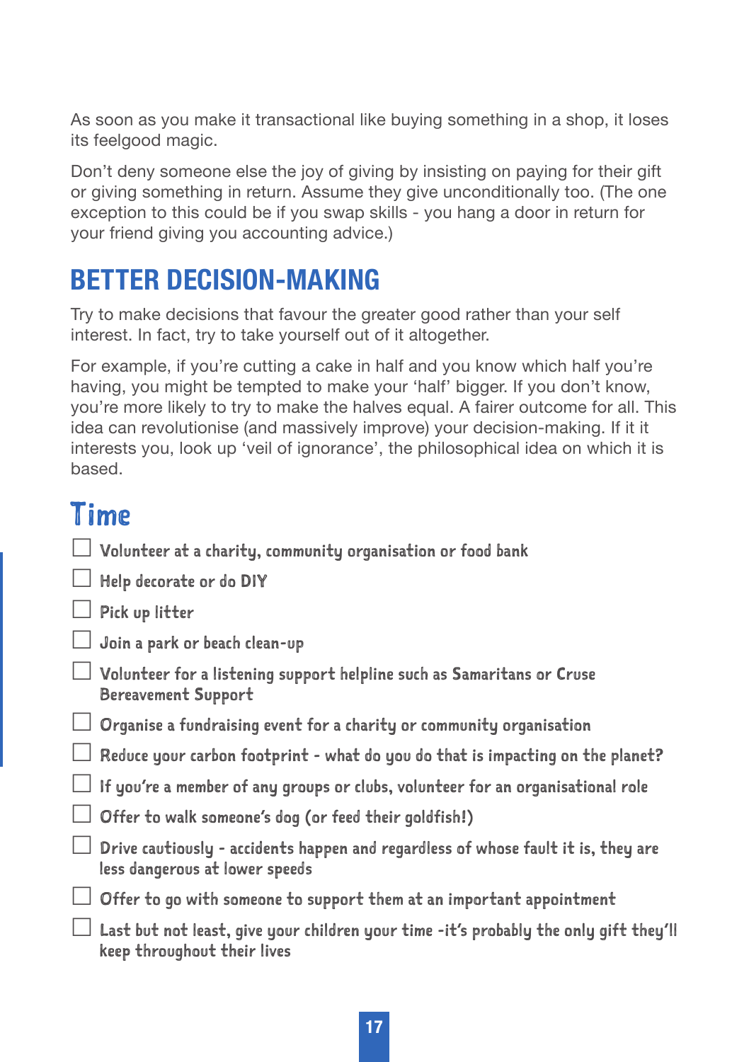As soon as you make it transactional like buying something in a shop, it loses its feelgood magic.

Don't deny someone else the joy of giving by insisting on paying for their gift or giving something in return. Assume they give unconditionally too. (The one exception to this could be if you swap skills - you hang a door in return for your friend giving you accounting advice.)

## BETTER DECISION-MAKING

Try to make decisions that favour the greater good rather than your self interest. In fact, try to take yourself out of it altogether.

For example, if you're cutting a cake in half and you know which half you're having, you might be tempted to make your 'half' bigger. If you don't know, you're more likely to try to make the halves equal. A fairer outcome for all. This idea can revolutionise (and massively improve) your decision-making. If it it interests you, look up 'veil of ignorance', the philosophical idea on which it is based.

## Time

- [ ] Volunteer at a charity, community organisation or food bank
- [ ] Help decorate or do DIY
- [ ] Pick up litter
- [ ] Join a park or beach clean-up
- [ ] Volunteer for a listening support helpline such as Samaritans or Cruse Bereavement Support
- [ ] Organise a fundraising event for a charity or community organisation
- [ ] Reduce your carbon footprint - what do you do that is impacting on the planet?
- [ ] If you're a member of any groups or clubs, volunteer for an organisational role
- [ ] Offer to walk someone's dog (or feed their goldfish!)
- [ ] Drive cautiously - accidents happen and regardless of whose fault it is, they are less dangerous at lower speeds
- [ ] Offer to go with someone to support them at an important appointment
- [ ] Last but not least, give your children your time -it's probably the only gift they'll keep throughout their lives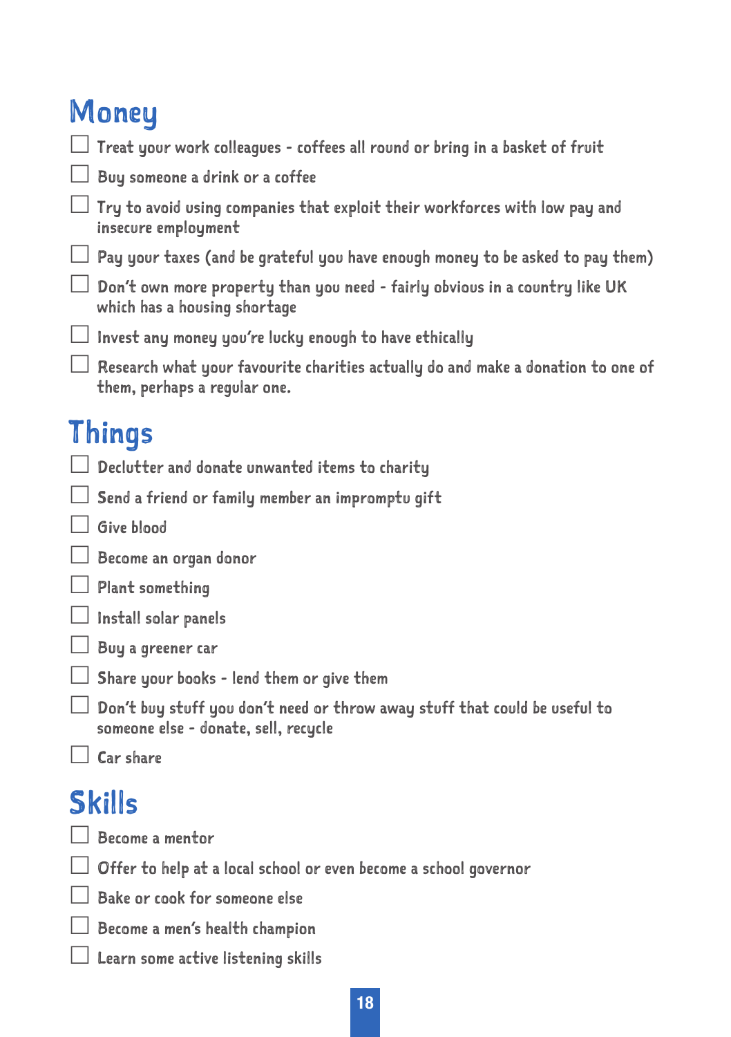## Money

- [ ] Treat your work colleagues - coffees all round or bring in a basket of fruit
- [ ] Buy someone a drink or a coffee
- [ ] Try to avoid using companies that exploit their workforces with low pay and insecure employment
- [ ] Pay your taxes (and be grateful you have enough money to be asked to pay them)
- [ ] Don't own more property than you need - fairly obvious in a country like UK which has a housing shortage
- [ ] Invest any money you're lucky enough to have ethically
- [ ] Research what your favourite charities actually do and make a donation to one of them, perhaps a regular one.

## Things

- [ ] Declutter and donate unwanted items to charity
- [ ] Send a friend or family member an impromptu gift
- [ ] Give blood
- [ ] Become an organ donor
- [ ] Plant something
- [ ] Install solar panels
- [ ] Buy a greener car
- [ ] Share your books - lend them or give them
- [ ] Don't buy stuff you don't need or throw away stuff that could be useful to someone else - donate, sell, recycle
- [ ] Car share

## Skills

- [ ] Become a mentor
- [ ] Offer to help at a local school or even become a school governor
- [ ] Bake or cook for someone else
- [ ] Become a men's health champion
- [ ] Learn some active listening skills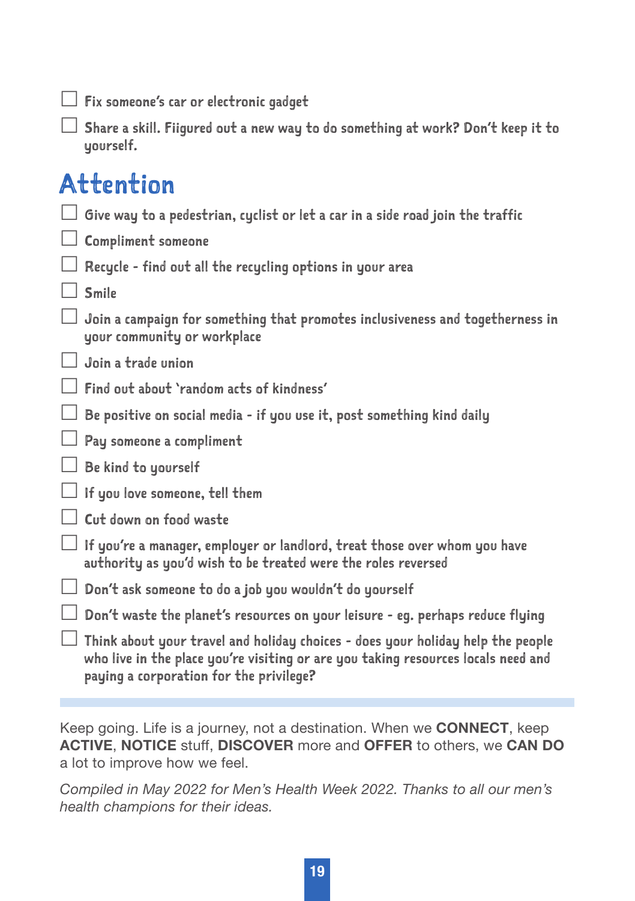- [ ] Fix someone's car or electronic gadget
- [ ] Share a skill. Fiigured out a new way to do something at work? Don't keep it to yourself.

## Attention

- [ ] Give way to a pedestrian, cyclist or let a car in a side road join the traffic
- [ ] Compliment someone
- [ ] Recycle - find out all the recycling options in your area
- [ ] Smile
- [ ] Join a campaign for something that promotes inclusiveness and togetherness in your community or workplace
- [ ] Join a trade union
- [ ] Find out about 'random acts of kindness'
- [ ] Be positive on social media - if you use it, post something kind daily
- [ ] Pay someone a compliment
- [ ] Be kind to yourself
- [ ] If you love someone, tell them
- [ ] Cut down on food waste
- [ ] If you're a manager, employer or landlord, treat those over whom you have authority as you'd wish to be treated were the roles reversed
- [ ] Don't ask someone to do a job you wouldn't do yourself
- [ ] Don't waste the planet's resources on your leisure - eg. perhaps reduce flying
- [ ] Think about your travel and holiday choices - does your holiday help the people who live in the place you're visiting or are you taking resources locals need and paying a corporation for the privilege?

---

Keep going. Life is a journey, not a destination. When we **CONNECT**, keep **ACTIVE**, **NOTICE** stuff, **DISCOVER** more and **OFFER** to others, we **CAN DO** a lot to improve how we feel.

*Compiled in May 2022 for Men's Health Week 2022. Thanks to all our men's health champions for their ideas.*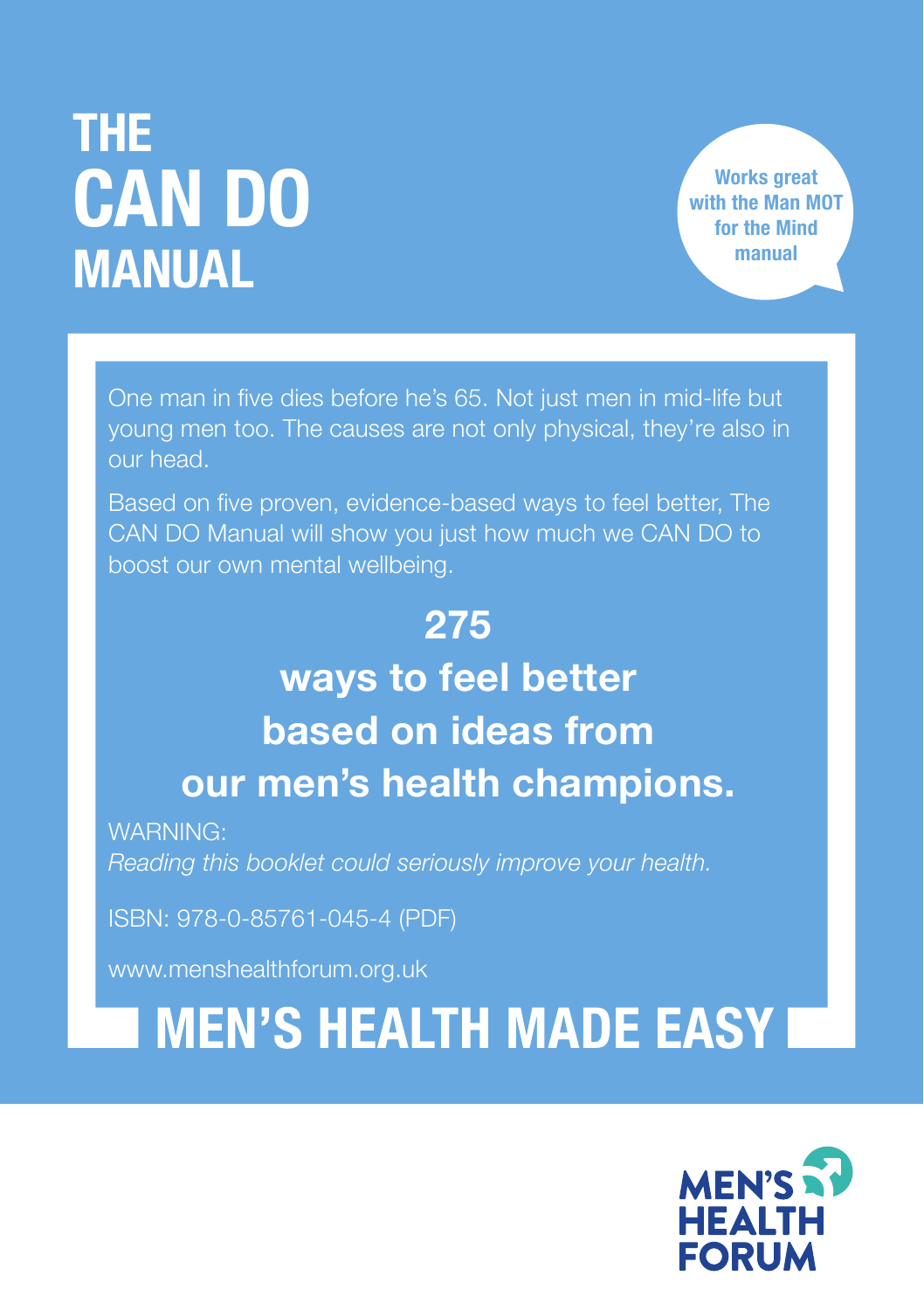# THE CAN DO MANUAL

Works great with the Man MOT for the Mind manual

One man in five dies before he's 65. Not just men in mid-life but young men too. The causes are not only physical, they're also in our head.

Based on five proven, evidence-based ways to feel better, The CAN DO Manual will show you just how much we CAN DO to boost our own mental wellbeing.

**275**

**ways to feel better based on ideas from our men's health champions.**

WARNING:
*Reading this booklet could seriously improve your health.*

ISBN: 978-0-85761-045-4 (PDF)

www.menshealthforum.org.uk

## MEN'S HEALTH MADE EASY

MEN'S HEALTH FORUM